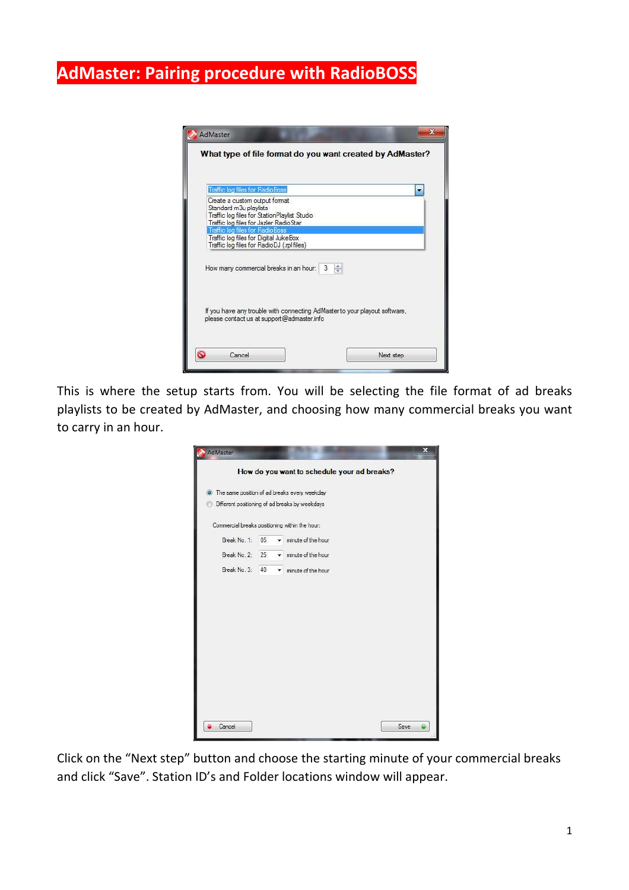# AdMaster: Pairing procedure with RadioBOSS

This is where the setup starts from. You will be selecting the file format of ad breaks playlists to be created by AdMaster, and choosing how many commercial breaks you want to carry in an hour.

Click on the “Next step” button and choose the starting minute of your commercial breaks and click “Save”. Station ID’s and Folder locations window will appear.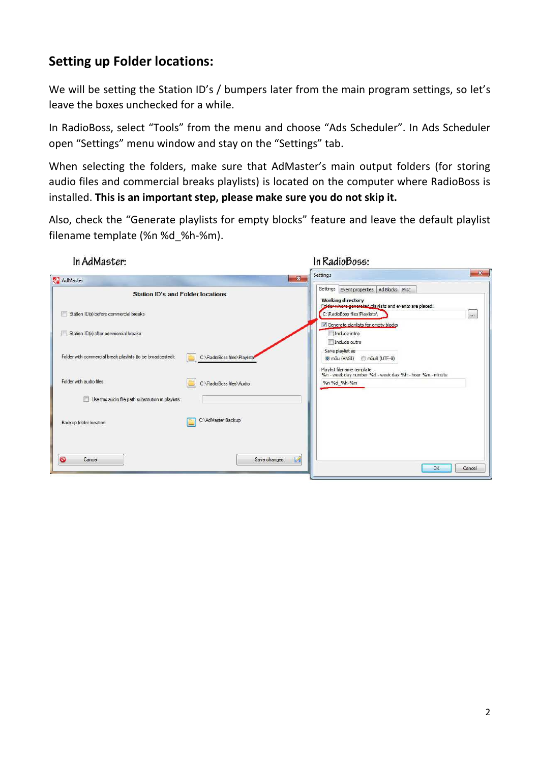## Setting up Folder locations:

We will be setting the Station ID's / bumpers later from the main program settings, so let's leave the boxes unchecked for a while.

In RadioBoss, select "Tools" from the menu and choose "Ads Scheduler". In Ads Scheduler open "Settings" menu window and stay on the "Settings" tab.

When selecting the folders, make sure that AdMaster's main output folders (for storing audio files and commercial breaks playlists) is located on the computer where RadioBoss is installed. **This is an important step, please make sure you do not skip it.**

Also, check the "Generate playlists for empty blocks" feature and leave the default playlist filename template (%n %d_%h-%m).

In AdMaster:

In RadioBoss: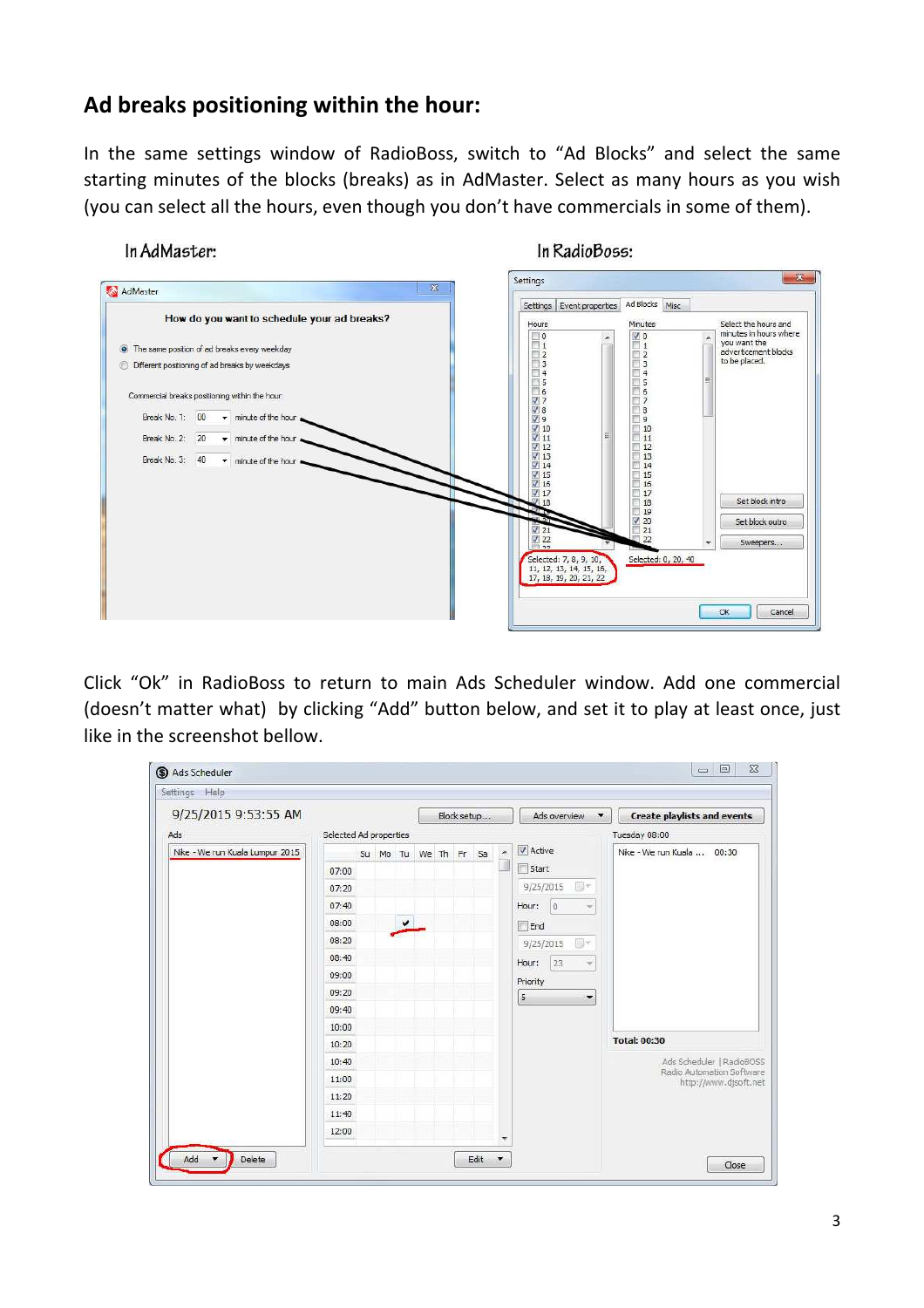## Ad breaks positioning within the hour:

In the same settings window of RadioBoss, switch to "Ad Blocks" and select the same starting minutes of the blocks (breaks) as in AdMaster. Select as many hours as you wish (you can select all the hours, even though you don't have commercials in some of them).

In AdMaster:

In RadioBoss:

Click "Ok" in RadioBoss to return to main Ads Scheduler window. Add one commercial (doesn't matter what) by clicking "Add" button below, and set it to play at least once, just like in the screenshot bellow.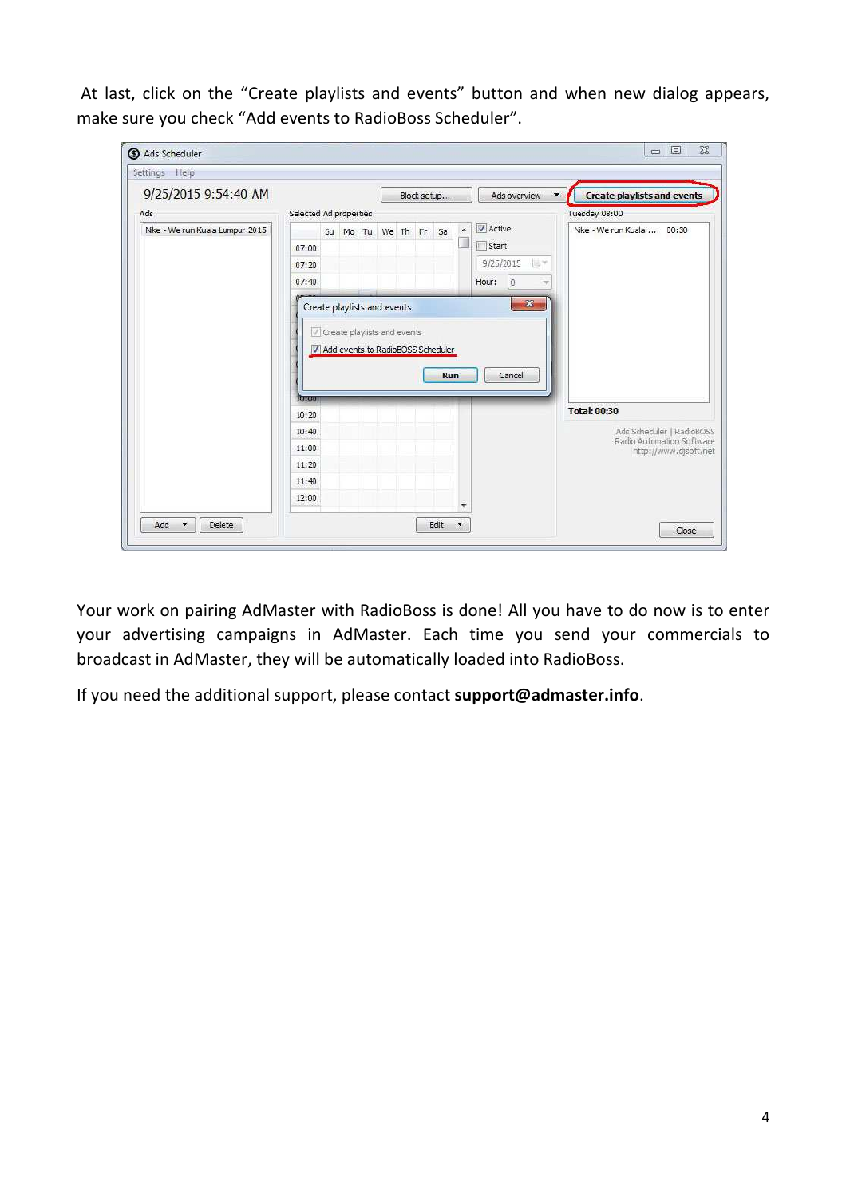At last, click on the "Create playlists and events" button and when new dialog appears, make sure you check "Add events to RadioBoss Scheduler".

Your work on pairing AdMaster with RadioBoss is done! All you have to do now is to enter your advertising campaigns in AdMaster. Each time you send your commercials to broadcast in AdMaster, they will be automatically loaded into RadioBoss.

If you need the additional support, please contact **support@admaster.info**.